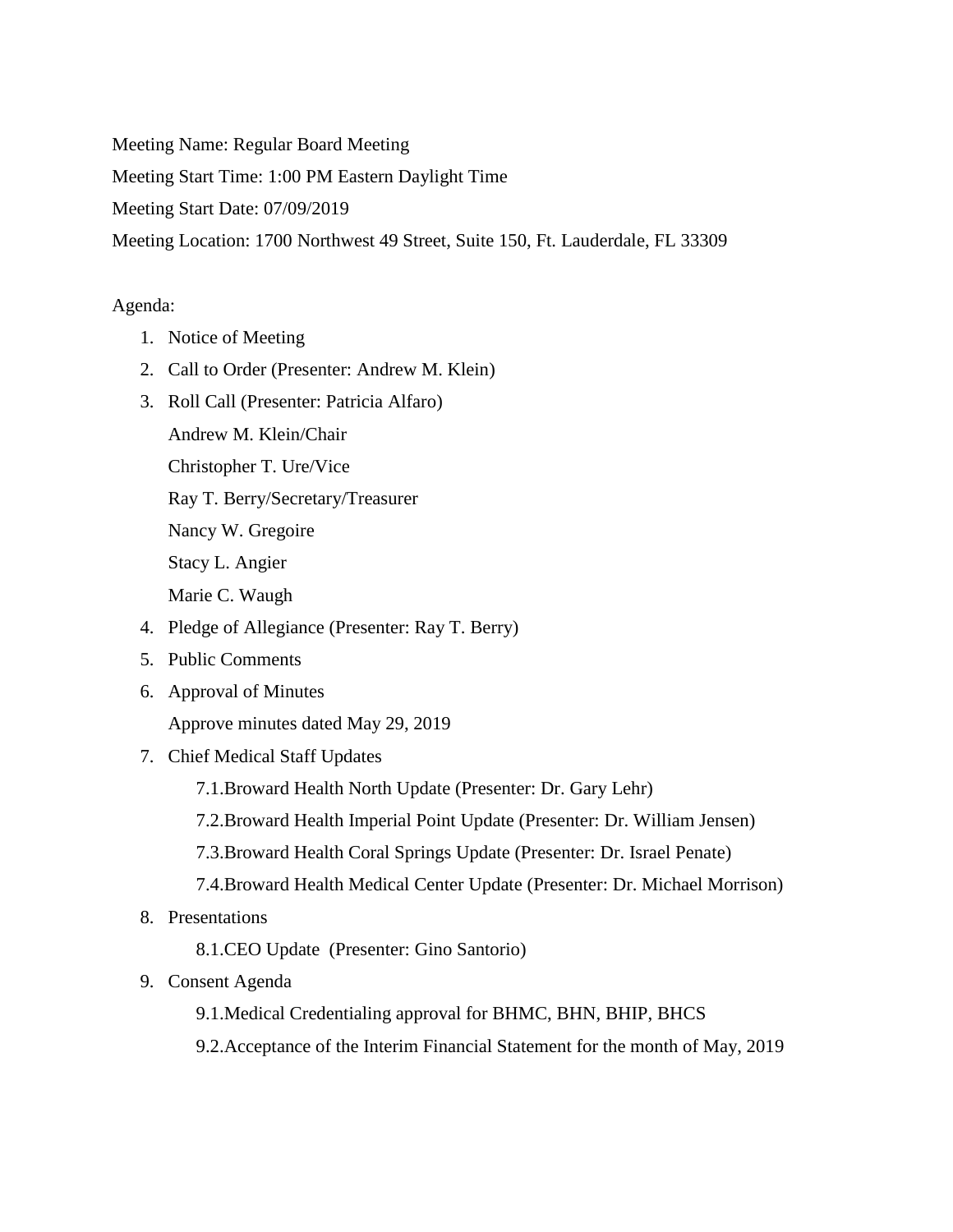Meeting Name: Regular Board Meeting

Meeting Start Time: 1:00 PM Eastern Daylight Time

Meeting Start Date: 07/09/2019

Meeting Location: 1700 Northwest 49 Street, Suite 150, Ft. Lauderdale, FL 33309

Agenda:

1. Notice of Meeting
2. Call to Order (Presenter: Andrew M. Klein)
3. Roll Call (Presenter: Patricia Alfaro)

   Andrew M. Klein/Chair

   Christopher T. Ure/Vice

   Ray T. Berry/Secretary/Treasurer

   Nancy W. Gregoire

   Stacy L. Angier

   Marie C. Waugh
4. Pledge of Allegiance (Presenter: Ray T. Berry)
5. Public Comments
6. Approval of Minutes

   Approve minutes dated May 29, 2019
7. Chief Medical Staff Updates

   7.1.Broward Health North Update (Presenter: Dr. Gary Lehr)

   7.2.Broward Health Imperial Point Update (Presenter: Dr. William Jensen)

   7.3.Broward Health Coral Springs Update (Presenter: Dr. Israel Penate)

   7.4.Broward Health Medical Center Update (Presenter: Dr. Michael Morrison)
8. Presentations

   8.1.CEO Update (Presenter: Gino Santorio)
9. Consent Agenda

   9.1.Medical Credentialing approval for BHMC, BHN, BHIP, BHCS

   9.2.Acceptance of the Interim Financial Statement for the month of May, 2019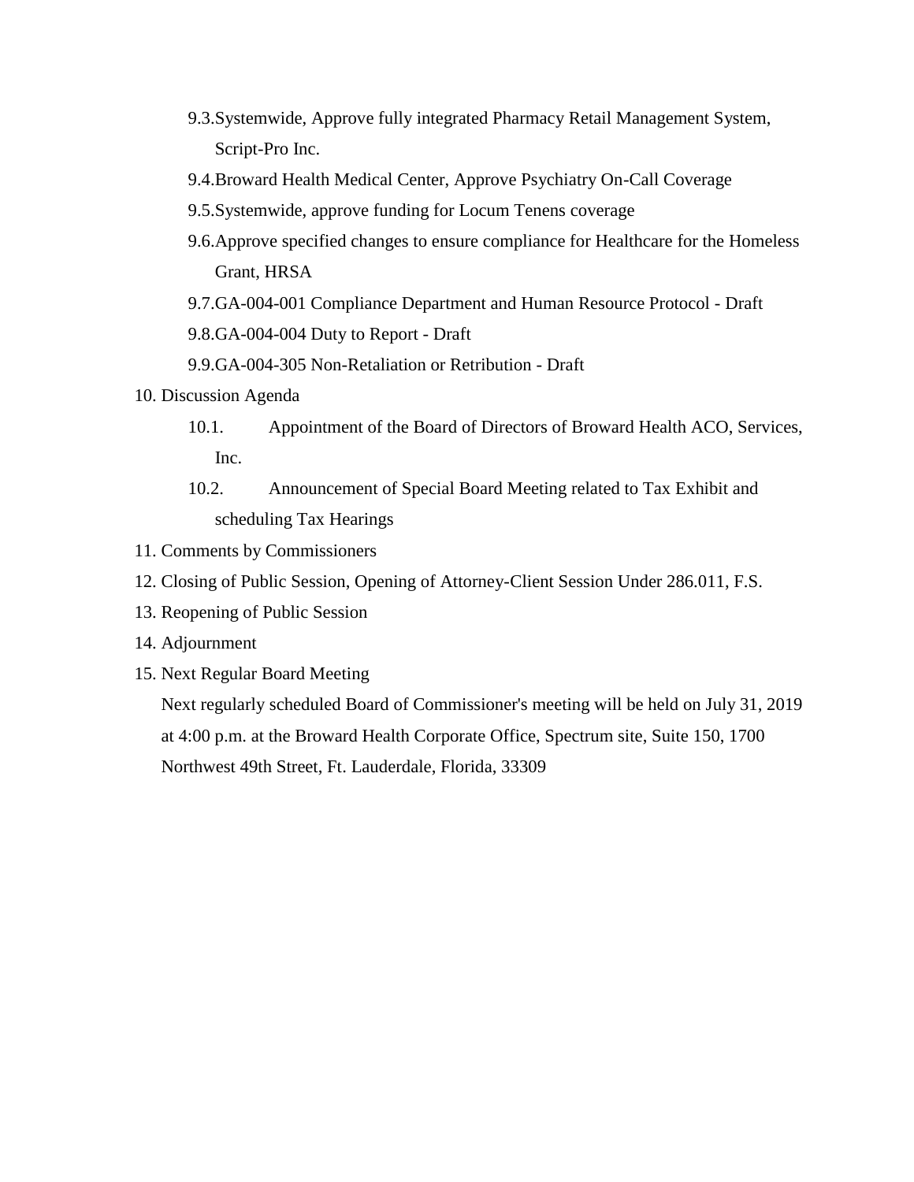- 9.3. Systemwide, Approve fully integrated Pharmacy Retail Management System, Script-Pro Inc.
- 9.4. Broward Health Medical Center, Approve Psychiatry On-Call Coverage
- 9.5. Systemwide, approve funding for Locum Tenens coverage
- 9.6. Approve specified changes to ensure compliance for Healthcare for the Homeless Grant, HRSA
- 9.7. GA-004-001 Compliance Department and Human Resource Protocol - Draft
- 9.8. GA-004-004 Duty to Report - Draft
- 9.9. GA-004-305 Non-Retaliation or Retribution - Draft

10. Discussion Agenda
    - 10.1. Appointment of the Board of Directors of Broward Health ACO, Services, Inc.
    - 10.2. Announcement of Special Board Meeting related to Tax Exhibit and scheduling Tax Hearings
11. Comments by Commissioners
12. Closing of Public Session, Opening of Attorney-Client Session Under 286.011, F.S.
13. Reopening of Public Session
14. Adjournment
15. Next Regular Board Meeting

    Next regularly scheduled Board of Commissioner's meeting will be held on July 31, 2019 at 4:00 p.m. at the Broward Health Corporate Office, Spectrum site, Suite 150, 1700 Northwest 49th Street, Ft. Lauderdale, Florida, 33309